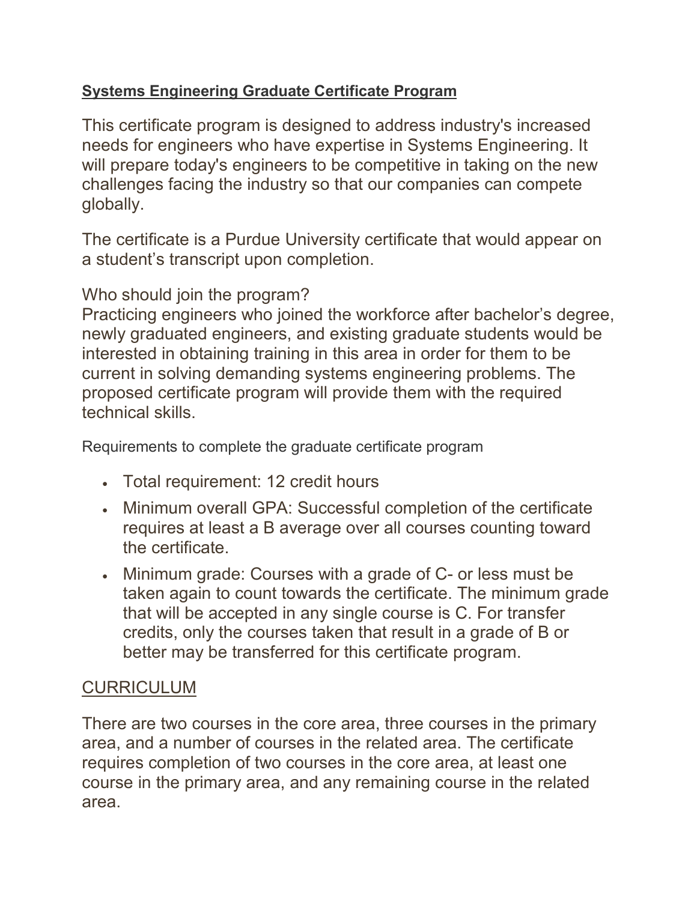## **Systems Engineering Graduate Certificate Program**

This certificate program is designed to address industry's increased needs for engineers who have expertise in Systems Engineering. It will prepare today's engineers to be competitive in taking on the new challenges facing the industry so that our companies can compete globally.

The certificate is a Purdue University certificate that would appear on a student's transcript upon completion.

Who should join the program?
Practicing engineers who joined the workforce after bachelor's degree, newly graduated engineers, and existing graduate students would be interested in obtaining training in this area in order for them to be current in solving demanding systems engineering problems. The proposed certificate program will provide them with the required technical skills.

Requirements to complete the graduate certificate program

- Total requirement: 12 credit hours
- Minimum overall GPA: Successful completion of the certificate requires at least a B average over all courses counting toward the certificate.
- Minimum grade: Courses with a grade of C- or less must be taken again to count towards the certificate. The minimum grade that will be accepted in any single course is C. For transfer credits, only the courses taken that result in a grade of B or better may be transferred for this certificate program.

## CURRICULUM

There are two courses in the core area, three courses in the primary area, and a number of courses in the related area. The certificate requires completion of two courses in the core area, at least one course in the primary area, and any remaining course in the related area.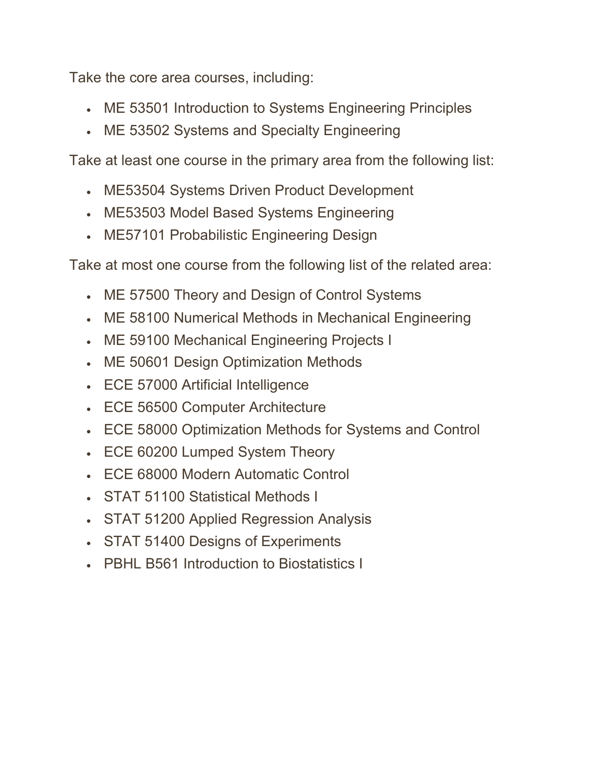Take the core area courses, including:

- ME 53501 Introduction to Systems Engineering Principles
- ME 53502 Systems and Specialty Engineering

Take at least one course in the primary area from the following list:

- ME53504 Systems Driven Product Development
- ME53503 Model Based Systems Engineering
- ME57101 Probabilistic Engineering Design

Take at most one course from the following list of the related area:

- ME 57500 Theory and Design of Control Systems
- ME 58100 Numerical Methods in Mechanical Engineering
- ME 59100 Mechanical Engineering Projects I
- ME 50601 Design Optimization Methods
- ECE 57000 Artificial Intelligence
- ECE 56500 Computer Architecture
- ECE 58000 Optimization Methods for Systems and Control
- ECE 60200 Lumped System Theory
- ECE 68000 Modern Automatic Control
- STAT 51100 Statistical Methods I
- STAT 51200 Applied Regression Analysis
- STAT 51400 Designs of Experiments
- PBHL B561 Introduction to Biostatistics I